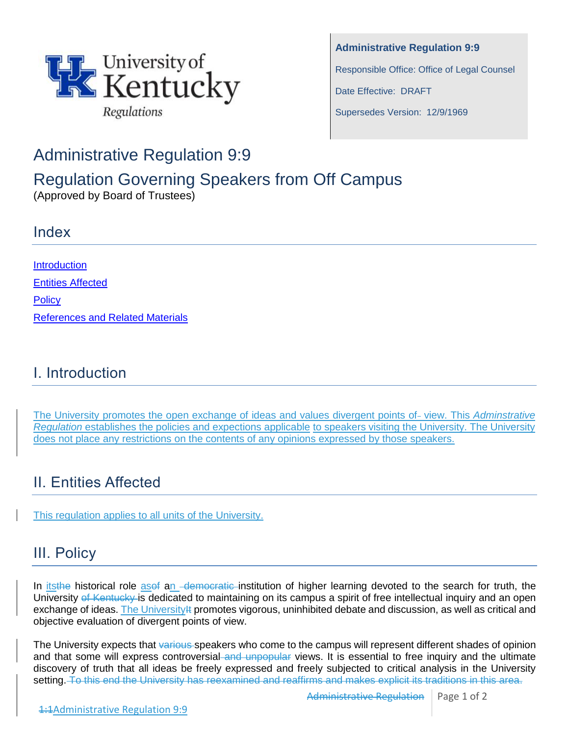**Administrative Regulation 9:9**

Responsible Office: Office of Legal Counsel

Date Effective: DRAFT

Supersedes Version: 12/9/1969

# Administrative Regulation 9:9

# Regulation Governing Speakers from Off Campus

(Approved by Board of Trustees)

## Index

Introduction

Entities Affected

Policy

References and Related Materials

## I. Introduction

The University promotes the open exchange of ideas and values divergent points of~~-~~ view. This *Adminstrative Regulation* establishes the policies and expections applicable to speakers visiting the University. The University does not place any restrictions on the contents of any opinions expressed by those speakers.

## II. Entities Affected

This regulation applies to all units of the University.

## III. Policy

In its~~the~~ historical role as~~of~~ an ~~democratic~~ institution of higher learning devoted to the search for truth, the University ~~of Kentucky~~ is dedicated to maintaining on its campus a spirit of free intellectual inquiry and an open exchange of ideas. The University~~It~~ promotes vigorous, uninhibited debate and discussion, as well as critical and objective evaluation of divergent points of view.

The University expects that ~~various~~ speakers who come to the campus will represent different shades of opinion and that some will express controversial~~ and unpopular~~ views. It is essential to free inquiry and the ultimate discovery of truth that all ideas be freely expressed and freely subjected to critical analysis in the University setting. ~~To this end the University has reexamined and reaffirms and makes explicit its traditions in this area.~~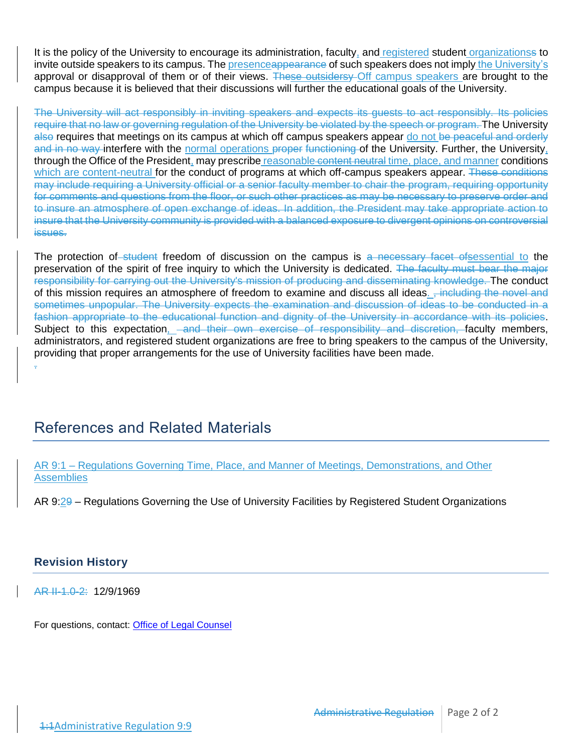It is the policy of the University to encourage its administration, faculty, and registered student organizations~~s~~ to invite outside speakers to its campus. The presence~~appearance~~ of such speakers does not imply the University's approval or disapproval of them or of their views. ~~These outsidersy~~ Off campus speakers are brought to the campus because it is believed that their discussions will further the educational goals of the University.

~~The University will act responsibly in inviting speakers and expects its guests to act responsibly. Its policies require that no law or governing regulation of the University be violated by the speech or program.~~ The University ~~also~~ requires that meetings on its campus at which off campus speakers appear do not ~~be peaceful and orderly and in no way~~ interfere with the normal operations ~~proper functioning~~ of the University. Further, the University, through the Office of the President, may prescribe reasonable ~~content neutral~~ time, place, and manner conditions which are content-neutral for the conduct of programs at which off-campus speakers appear. ~~These conditions may include requiring a University official or a senior faculty member to chair the program, requiring opportunity for comments and questions from the floor, or such other practices as may be necessary to preserve order and to insure an atmosphere of open exchange of ideas. In addition, the President may take appropriate action to insure that the University community is provided with a balanced exposure to divergent opinions on controversial issues.~~

The protection of ~~student~~ freedom of discussion on the campus is ~~a necessary facet of~~essential to the preservation of the spirit of free inquiry to which the University is dedicated. ~~The faculty must bear the major responsibility for carrying out the University's mission of producing and disseminating knowledge.~~ The conduct of this mission requires an atmosphere of freedom to examine and discuss all ideas. ~~, including the novel and sometimes unpopular. The University expects the examination and discussion of ideas to be conducted in a fashion appropriate to the educational function and dignity of the University in accordance with its policies~~. Subject to this expectation, ~~and their own exercise of responsibility and discretion,~~ faculty members, administrators, and registered student organizations are free to bring speakers to the campus of the University, providing that proper arrangements for the use of University facilities have been made.

## References and Related Materials

AR 9:1 – Regulations Governing Time, Place, and Manner of Meetings, Demonstrations, and Other Assemblies

AR 9:2~~9~~ – Regulations Governing the Use of University Facilities by Registered Student Organizations

### Revision History

~~AR II-1.0-2:~~ 12/9/1969

For questions, contact: Office of Legal Counsel